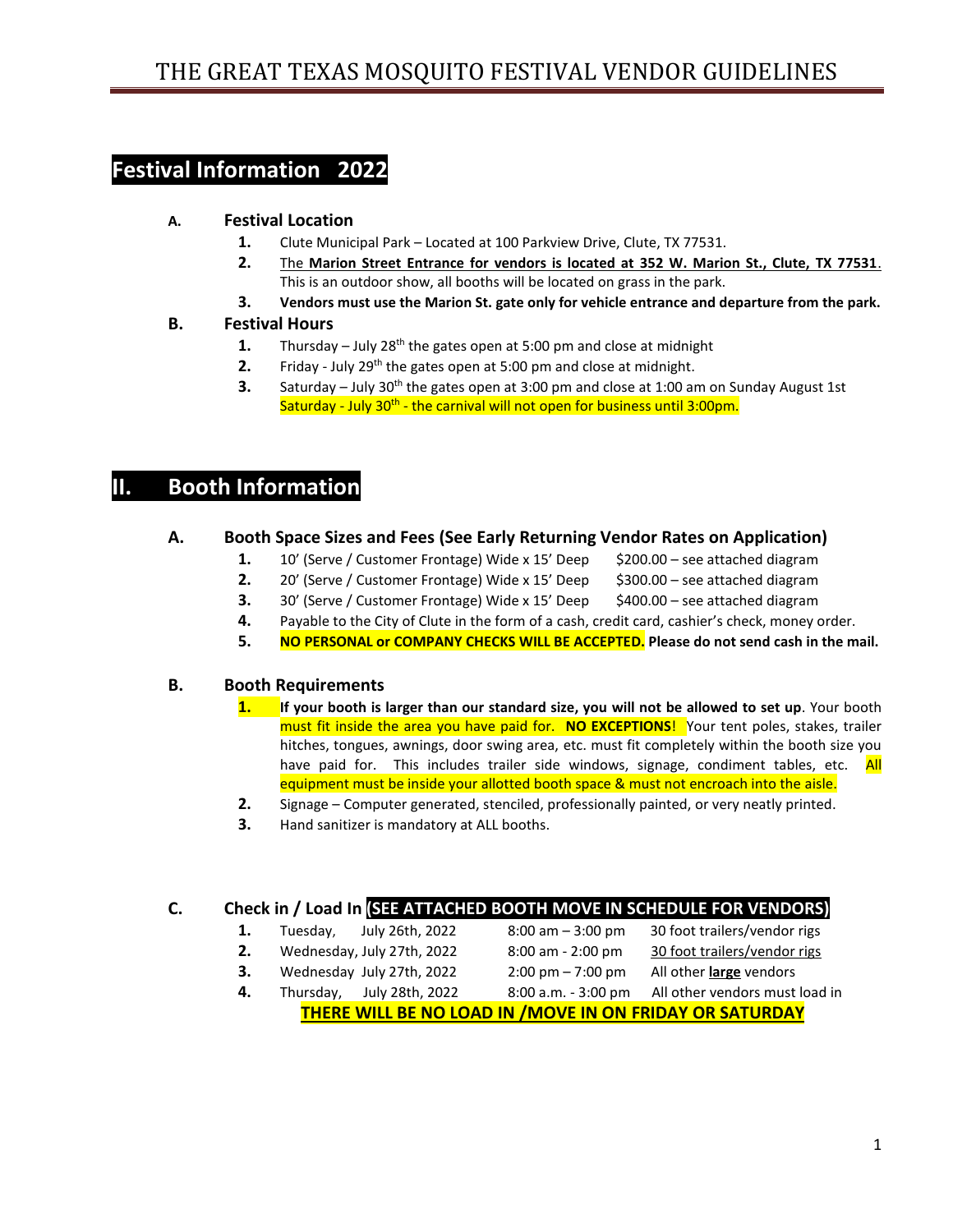# THE GREAT TEXAS MOSQUITO FESTIVAL VENDOR GUIDELINES

## Festival Information 2022

### A. Festival Location

1. Clute Municipal Park – Located at 100 Parkview Drive, Clute, TX 77531.
2. The **Marion Street Entrance for vendors is located at 352 W. Marion St., Clute, TX 77531**. This is an outdoor show, all booths will be located on grass in the park.
3. **Vendors must use the Marion St. gate only for vehicle entrance and departure from the park.**

### B. Festival Hours

1. Thursday – July 28th the gates open at 5:00 pm and close at midnight
2. Friday - July 29th the gates open at 5:00 pm and close at midnight.
3. Saturday – July 30th the gates open at 3:00 pm and close at 1:00 am on Sunday August 1st
   Saturday - July 30th - the carnival will not open for business until 3:00pm.

## II. Booth Information

### A. Booth Space Sizes and Fees (See Early Returning Vendor Rates on Application)

1. 10' (Serve / Customer Frontage) Wide x 15' Deep $200.00 – see attached diagram
2. 20' (Serve / Customer Frontage) Wide x 15' Deep $300.00 – see attached diagram
3. 30' (Serve / Customer Frontage) Wide x 15' Deep $400.00 – see attached diagram
4. Payable to the City of Clute in the form of a cash, credit card, cashier's check, money order.
5. **NO PERSONAL or COMPANY CHECKS WILL BE ACCEPTED. Please do not send cash in the mail.**

### B. Booth Requirements

1. **If your booth is larger than our standard size, you will not be allowed to set up**. Your booth must fit inside the area you have paid for. **NO EXCEPTIONS**! Your tent poles, stakes, trailer hitches, tongues, awnings, door swing area, etc. must fit completely within the booth size you have paid for. This includes trailer side windows, signage, condiment tables, etc. All equipment must be inside your allotted booth space & must not encroach into the aisle.
2. Signage – Computer generated, stenciled, professionally painted, or very neatly printed.
3. Hand sanitizer is mandatory at ALL booths.

### C. Check in / Load In **(SEE ATTACHED BOOTH MOVE IN SCHEDULE FOR VENDORS)**

1. Tuesday, July 26th, 2022 — 8:00 am – 3:00 pm — 30 foot trailers/vendor rigs
2. Wednesday, July 27th, 2022 — 8:00 am - 2:00 pm — 30 foot trailers/vendor rigs
3. Wednesday July 27th, 2022 — 2:00 pm – 7:00 pm — All other **large** vendors
4. Thursday, July 28th, 2022 — 8:00 a.m. - 3:00 pm — All other vendors must load in

**THERE WILL BE NO LOAD IN /MOVE IN ON FRIDAY OR SATURDAY**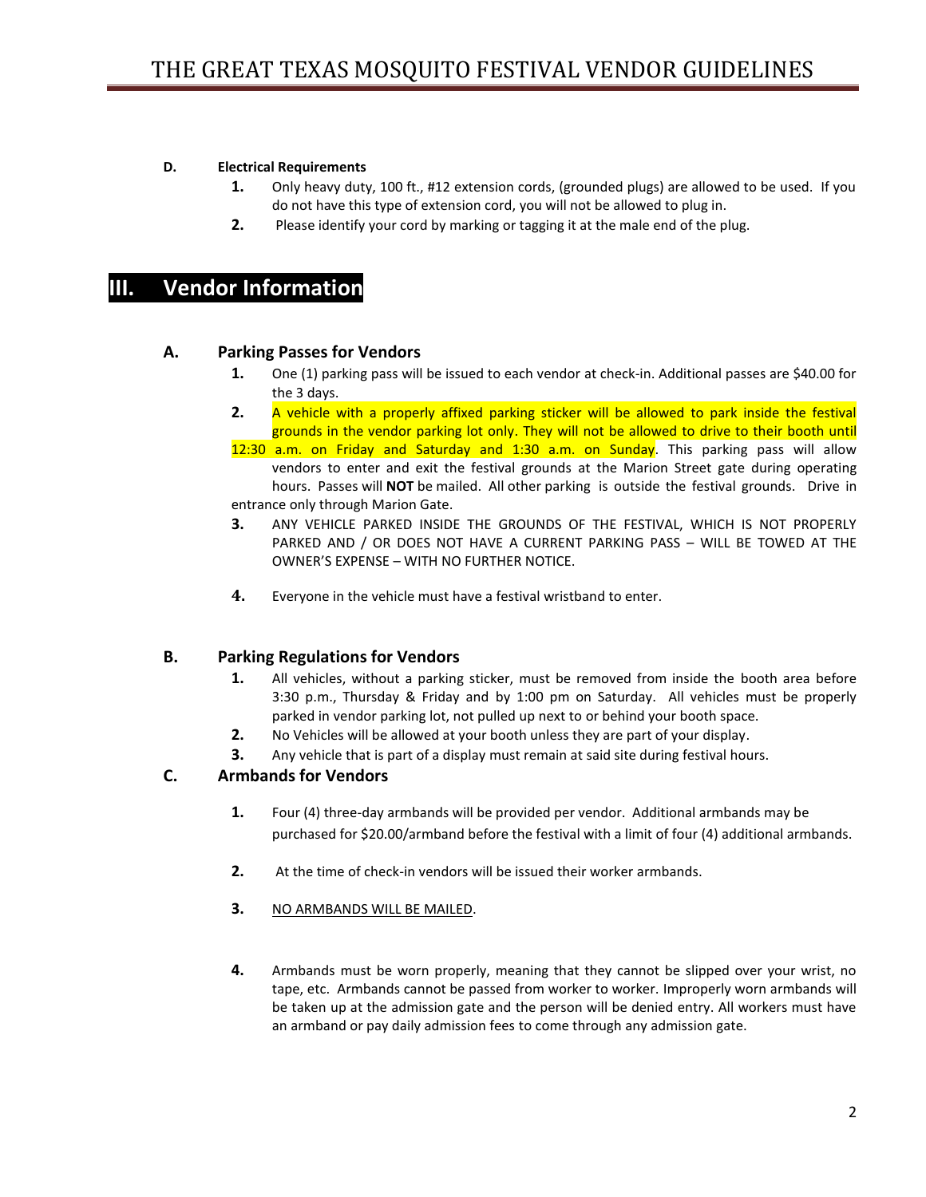**D. Electrical Requirements**

1. Only heavy duty, 100 ft., #12 extension cords, (grounded plugs) are allowed to be used. If you do not have this type of extension cord, you will not be allowed to plug in.
2. Please identify your cord by marking or tagging it at the male end of the plug.

# III. Vendor Information

## A. Parking Passes for Vendors

1. One (1) parking pass will be issued to each vendor at check-in. Additional passes are $40.00 for the 3 days.
2. A vehicle with a properly affixed parking sticker will be allowed to park inside the festival grounds in the vendor parking lot only. They will not be allowed to drive to their booth until 12:30 a.m. on Friday and Saturday and 1:30 a.m. on Sunday. This parking pass will allow vendors to enter and exit the festival grounds at the Marion Street gate during operating hours. Passes will **NOT** be mailed. All other parking is outside the festival grounds. Drive in entrance only through Marion Gate.
3. ANY VEHICLE PARKED INSIDE THE GROUNDS OF THE FESTIVAL, WHICH IS NOT PROPERLY PARKED AND / OR DOES NOT HAVE A CURRENT PARKING PASS – WILL BE TOWED AT THE OWNER'S EXPENSE – WITH NO FURTHER NOTICE.
4. Everyone in the vehicle must have a festival wristband to enter.

## B. Parking Regulations for Vendors

1. All vehicles, without a parking sticker, must be removed from inside the booth area before 3:30 p.m., Thursday & Friday and by 1:00 pm on Saturday. All vehicles must be properly parked in vendor parking lot, not pulled up next to or behind your booth space.
2. No Vehicles will be allowed at your booth unless they are part of your display.
3. Any vehicle that is part of a display must remain at said site during festival hours.

## C. Armbands for Vendors

1. Four (4) three-day armbands will be provided per vendor. Additional armbands may be purchased for $20.00/armband before the festival with a limit of four (4) additional armbands.
2. At the time of check-in vendors will be issued their worker armbands.
3. NO ARMBANDS WILL BE MAILED.
4. Armbands must be worn properly, meaning that they cannot be slipped over your wrist, no tape, etc. Armbands cannot be passed from worker to worker. Improperly worn armbands will be taken up at the admission gate and the person will be denied entry. All workers must have an armband or pay daily admission fees to come through any admission gate.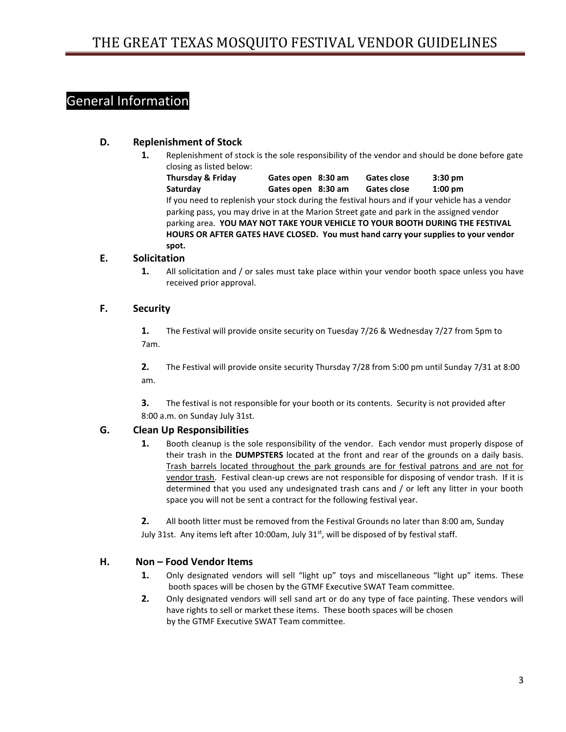## General Information

### D. Replenishment of Stock

1. Replenishment of stock is the sole responsibility of the vendor and should be done before gate closing as listed below:

| | | | |
|---|---|---|---|
| **Thursday & Friday** | **Gates open 8:30 am** | **Gates close** | **3:30 pm** |
| **Saturday** | **Gates open 8:30 am** | **Gates close** | **1:00 pm** |

If you need to replenish your stock during the festival hours and if your vehicle has a vendor parking pass, you may drive in at the Marion Street gate and park in the assigned vendor parking area. **YOU MAY NOT TAKE YOUR VEHICLE TO YOUR BOOTH DURING THE FESTIVAL HOURS OR AFTER GATES HAVE CLOSED. You must hand carry your supplies to your vendor spot.**

### E. Solicitation

1. All solicitation and / or sales must take place within your vendor booth space unless you have received prior approval.

### F. Security

1. The Festival will provide onsite security on Tuesday 7/26 & Wednesday 7/27 from 5pm to 7am.

2. The Festival will provide onsite security Thursday 7/28 from 5:00 pm until Sunday 7/31 at 8:00 am.

3. The festival is not responsible for your booth or its contents. Security is not provided after 8:00 a.m. on Sunday July 31st.

### G. Clean Up Responsibilities

1. Booth cleanup is the sole responsibility of the vendor. Each vendor must properly dispose of their trash in the **DUMPSTERS** located at the front and rear of the grounds on a daily basis. <u>Trash barrels located throughout the park grounds are for festival patrons and are not for vendor trash</u>. Festival clean-up crews are not responsible for disposing of vendor trash. If it is determined that you used any undesignated trash cans and / or left any litter in your booth space you will not be sent a contract for the following festival year.

2. All booth litter must be removed from the Festival Grounds no later than 8:00 am, Sunday July 31st. Any items left after 10:00am, July 31st, will be disposed of by festival staff.

### H. Non – Food Vendor Items

1. Only designated vendors will sell "light up" toys and miscellaneous "light up" items. These booth spaces will be chosen by the GTMF Executive SWAT Team committee.
2. Only designated vendors will sell sand art or do any type of face painting. These vendors will have rights to sell or market these items. These booth spaces will be chosen by the GTMF Executive SWAT Team committee.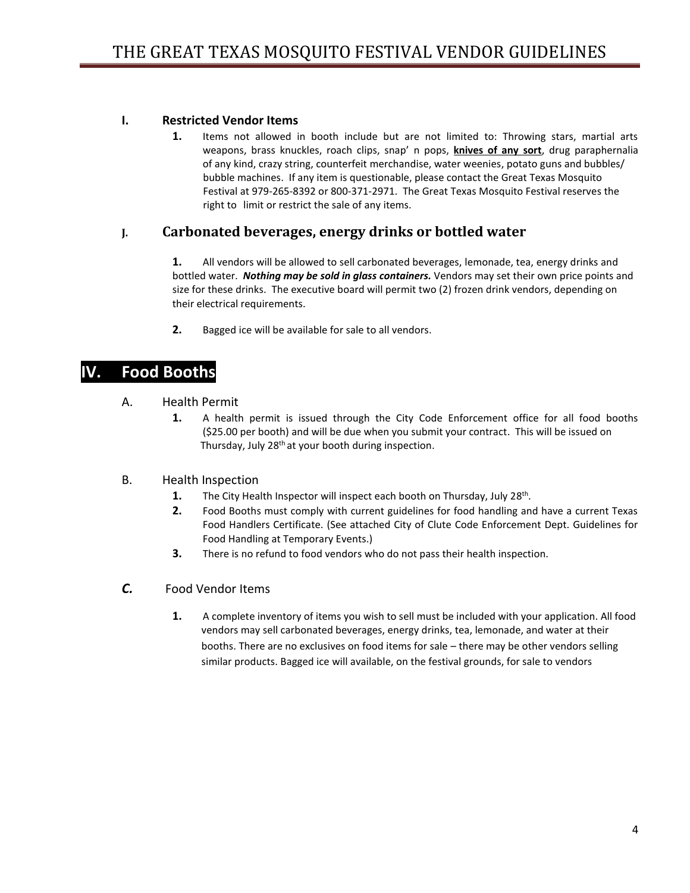### I. Restricted Vendor Items

1. Items not allowed in booth include but are not limited to: Throwing stars, martial arts weapons, brass knuckles, roach clips, snap' n pops, **knives of any sort**, drug paraphernalia of any kind, crazy string, counterfeit merchandise, water weenies, potato guns and bubbles/ bubble machines. If any item is questionable, please contact the Great Texas Mosquito Festival at 979-265-8392 or 800-371-2971. The Great Texas Mosquito Festival reserves the right to limit or restrict the sale of any items.

### J. Carbonated beverages, energy drinks or bottled water

1. All vendors will be allowed to sell carbonated beverages, lemonade, tea, energy drinks and bottled water. ***Nothing may be sold in glass containers.*** Vendors may set their own price points and size for these drinks. The executive board will permit two (2) frozen drink vendors, depending on their electrical requirements.

2. Bagged ice will be available for sale to all vendors.

## IV. Food Booths

### A. Health Permit

1. A health permit is issued through the City Code Enforcement office for all food booths ($25.00 per booth) and will be due when you submit your contract. This will be issued on Thursday, July 28th at your booth during inspection.

### B. Health Inspection

1. The City Health Inspector will inspect each booth on Thursday, July 28th.
2. Food Booths must comply with current guidelines for food handling and have a current Texas Food Handlers Certificate. (See attached City of Clute Code Enforcement Dept. Guidelines for Food Handling at Temporary Events.)
3. There is no refund to food vendors who do not pass their health inspection.

### *C.* Food Vendor Items

1. A complete inventory of items you wish to sell must be included with your application. All food vendors may sell carbonated beverages, energy drinks, tea, lemonade, and water at their booths. There are no exclusives on food items for sale – there may be other vendors selling similar products. Bagged ice will available, on the festival grounds, for sale to vendors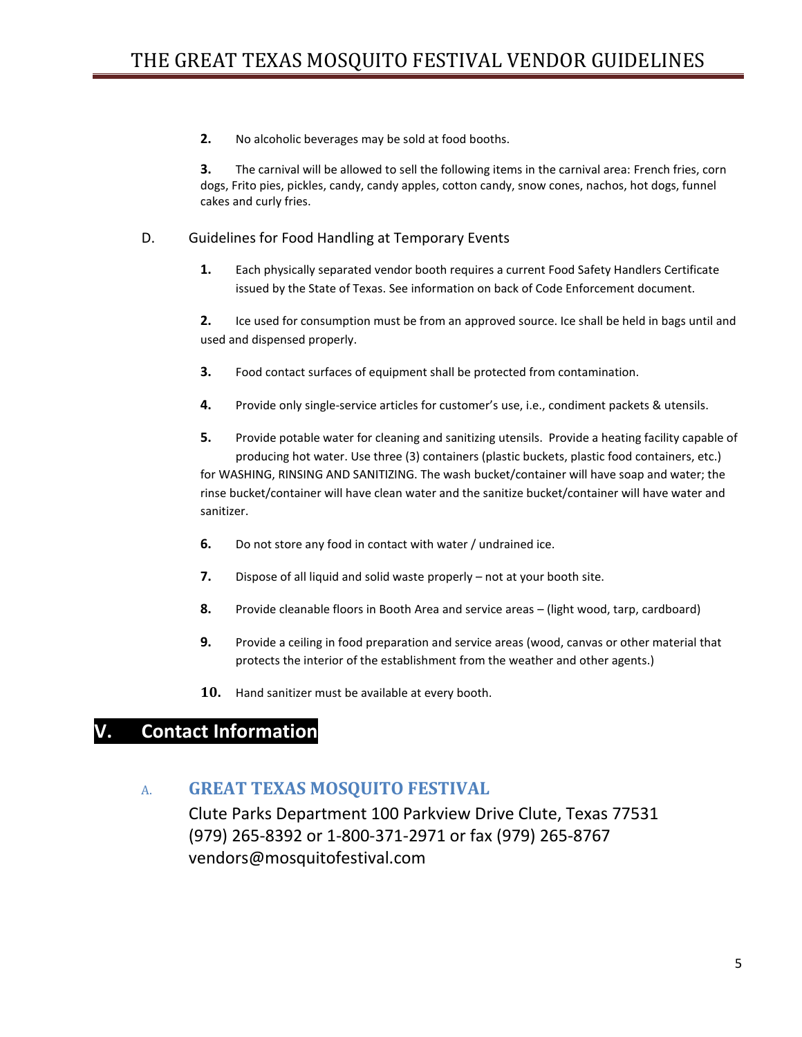2. No alcoholic beverages may be sold at food booths.

3. The carnival will be allowed to sell the following items in the carnival area: French fries, corn dogs, Frito pies, pickles, candy, candy apples, cotton candy, snow cones, nachos, hot dogs, funnel cakes and curly fries.

D. Guidelines for Food Handling at Temporary Events

1. Each physically separated vendor booth requires a current Food Safety Handlers Certificate issued by the State of Texas. See information on back of Code Enforcement document.

2. Ice used for consumption must be from an approved source. Ice shall be held in bags until and used and dispensed properly.

3. Food contact surfaces of equipment shall be protected from contamination.

4. Provide only single-service articles for customer's use, i.e., condiment packets & utensils.

5. Provide potable water for cleaning and sanitizing utensils. Provide a heating facility capable of producing hot water. Use three (3) containers (plastic buckets, plastic food containers, etc.) for WASHING, RINSING AND SANITIZING. The wash bucket/container will have soap and water; the rinse bucket/container will have clean water and the sanitize bucket/container will have water and sanitizer.

6. Do not store any food in contact with water / undrained ice.

7. Dispose of all liquid and solid waste properly – not at your booth site.

8. Provide cleanable floors in Booth Area and service areas – (light wood, tarp, cardboard)

9. Provide a ceiling in food preparation and service areas (wood, canvas or other material that protects the interior of the establishment from the weather and other agents.)

10. Hand sanitizer must be available at every booth.

# V. Contact Information

## A. GREAT TEXAS MOSQUITO FESTIVAL

Clute Parks Department 100 Parkview Drive Clute, Texas 77531
(979) 265-8392 or 1-800-371-2971 or fax (979) 265-8767
vendors@mosquitofestival.com